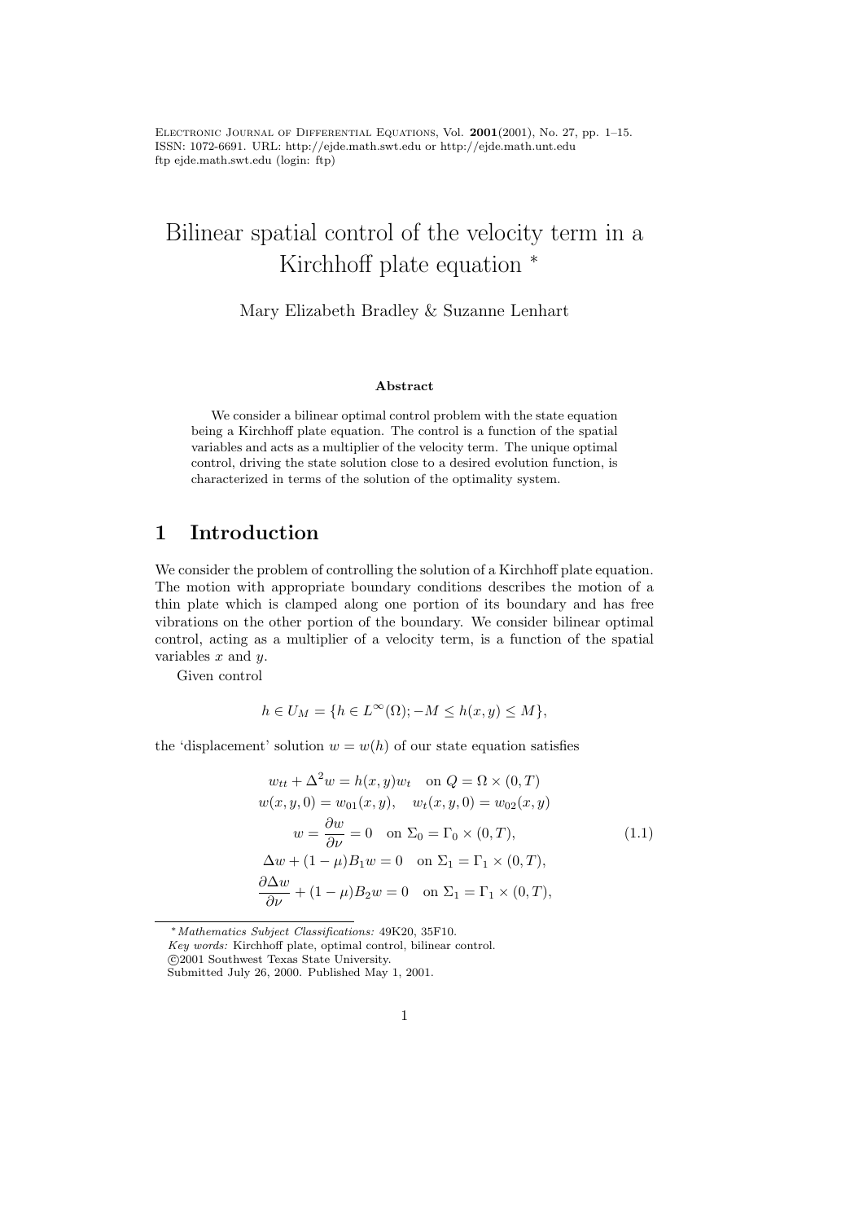# Bilinear spatial control of the velocity term in a Kirchhoff plate equation *

Mary Elizabeth Bradley & Suzanne Lenhart

### Abstract

We consider a bilinear optimal control problem with the state equation being a Kirchhoff plate equation. The control is a function of the spatial variables and acts as a multiplier of the velocity term. The unique optimal control, driving the state solution close to a desired evolution function, is characterized in terms of the solution of the optimality system.

## 1 Introduction

We consider the problem of controlling the solution of a Kirchhoff plate equation. The motion with appropriate boundary conditions describes the motion of a thin plate which is clamped along one portion of its boundary and has free vibrations on the other portion of the boundary. We consider bilinear optimal control, acting as a multiplier of a velocity term, is a function of the spatial variables $x$ and $y$.

Given control

$$h \in U_M = \{h \in L^\infty(\Omega); -M \le h(x,y) \le M\},$$

the 'displacement' solution $w = w(h)$ of our state equation satisfies

$$\begin{gathered}
w_{tt} + \Delta^2 w = h(x,y) w_t \quad \text{on } Q = \Omega \times (0,T) \\
w(x,y,0) = w_{01}(x,y), \quad w_t(x,y,0) = w_{02}(x,y) \\
w = \frac{\partial w}{\partial \nu} = 0 \quad \text{on } \Sigma_0 = \Gamma_0 \times (0,T), \\
\Delta w + (1-\mu) B_1 w = 0 \quad \text{on } \Sigma_1 = \Gamma_1 \times (0,T), \\
\frac{\partial \Delta w}{\partial \nu} + (1-\mu) B_2 w = 0 \quad \text{on } \Sigma_1 = \Gamma_1 \times (0,T),
\end{gathered} \tag{1.1}$$

*Mathematics Subject Classifications: 49K20, 35F10.
*Key words:* Kirchhoff plate, optimal control, bilinear control.
©2001 Southwest Texas State University.
Submitted July 26, 2000. Published May 1, 2001.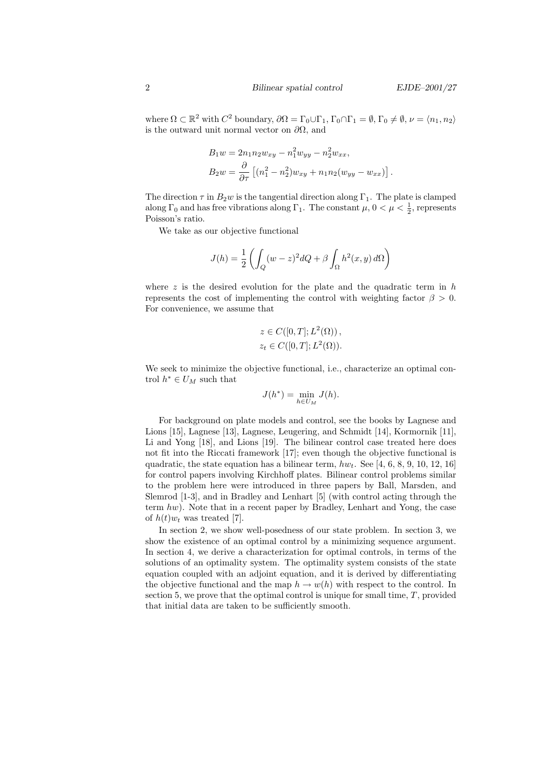where $\Omega \subset \mathbb{R}^2$ with $C^2$ boundary, $\partial\Omega = \Gamma_0 \cup \Gamma_1$, $\Gamma_0 \cap \Gamma_1 = \emptyset$, $\Gamma_0 \neq \emptyset$, $\nu = \langle n_1, n_2 \rangle$ is the outward unit normal vector on $\partial\Omega$, and

$$
\begin{aligned}
B_1 w &= 2n_1 n_2 w_{xy} - n_1^2 w_{yy} - n_2^2 w_{xx}, \\
B_2 w &= \frac{\partial}{\partial \tau}\left[(n_1^2 - n_2^2) w_{xy} + n_1 n_2 (w_{yy} - w_{xx})\right].
\end{aligned}
$$

The direction $\tau$ in $B_2 w$ is the tangential direction along $\Gamma_1$. The plate is clamped along $\Gamma_0$ and has free vibrations along $\Gamma_1$. The constant $\mu$, $0 < \mu < \frac{1}{2}$, represents Poisson's ratio.

We take as our objective functional

$$
J(h) = \frac{1}{2}\left(\int_Q (w - z)^2 dQ + \beta \int_\Omega h^2(x, y)\, d\Omega\right)
$$

where $z$ is the desired evolution for the plate and the quadratic term in $h$ represents the cost of implementing the control with weighting factor $\beta > 0$. For convenience, we assume that

$$
\begin{aligned}
&z \in C([0, T]; L^2(\Omega)), \\
&z_t \in C([0, T]; L^2(\Omega)).
\end{aligned}
$$

We seek to minimize the objective functional, i.e., characterize an optimal control $h^* \in U_M$ such that

$$
J(h^*) = \min_{h \in U_M} J(h).
$$

For background on plate models and control, see the books by Lagnese and Lions [15], Lagnese [13], Lagnese, Leugering, and Schmidt [14], Kormornik [11], Li and Yong [18], and Lions [19]. The bilinear control case treated here does not fit into the Riccati framework [17]; even though the objective functional is quadratic, the state equation has a bilinear term, $hw_t$. See [4, 6, 8, 9, 10, 12, 16] for control papers involving Kirchhoff plates. Bilinear control problems similar to the problem here were introduced in three papers by Ball, Marsden, and Slemrod [1-3], and in Bradley and Lenhart [5] (with control acting through the term $hw$). Note that in a recent paper by Bradley, Lenhart and Yong, the case of $h(t)w_t$ was treated [7].

In section 2, we show well-posedness of our state problem. In section 3, we show the existence of an optimal control by a minimizing sequence argument. In section 4, we derive a characterization for optimal controls, in terms of the solutions of an optimality system. The optimality system consists of the state equation coupled with an adjoint equation, and it is derived by differentiating the objective functional and the map $h \to w(h)$ with respect to the control. In section 5, we prove that the optimal control is unique for small time, $T$, provided that initial data are taken to be sufficiently smooth.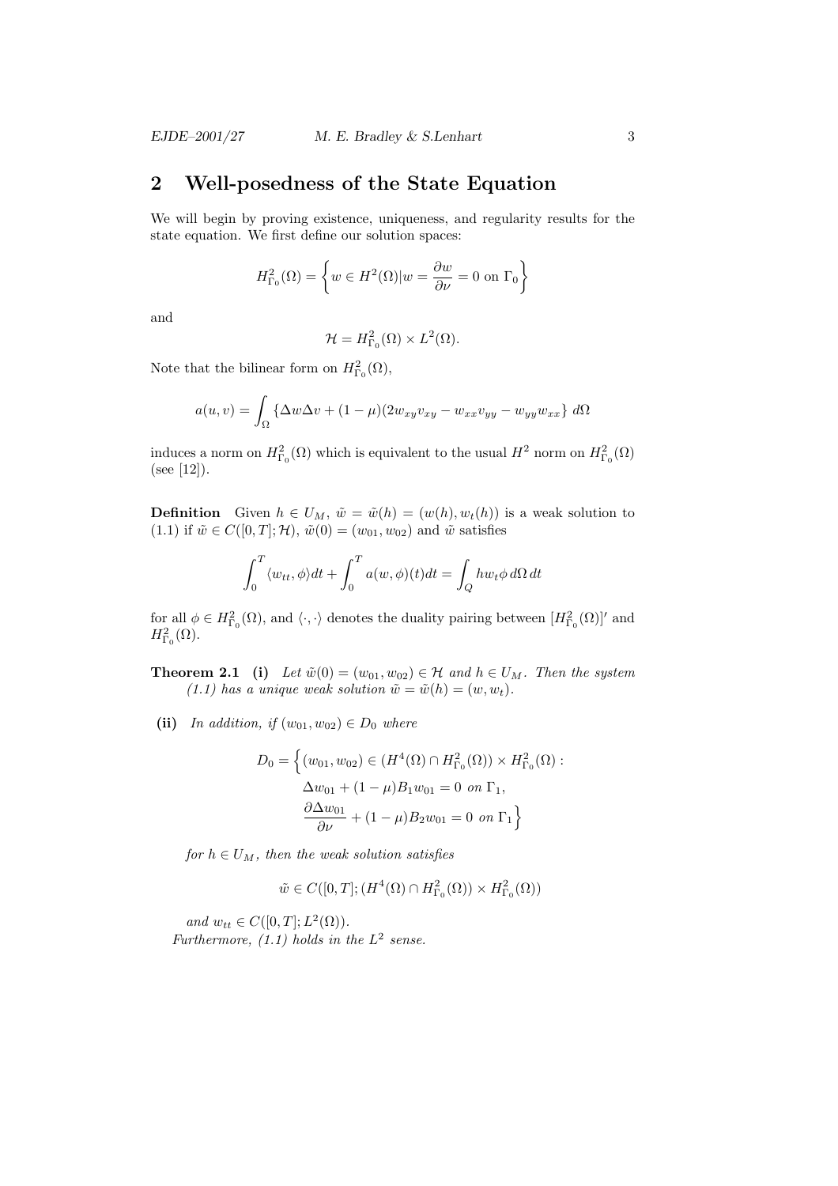## 2 Well-posedness of the State Equation

We will begin by proving existence, uniqueness, and regularity results for the state equation. We first define our solution spaces:

$$H^2_{\Gamma_0}(\Omega) = \left\{ w \in H^2(\Omega) | w = \frac{\partial w}{\partial \nu} = 0 \text{ on } \Gamma_0 \right\}$$

and

$$\mathcal{H} = H^2_{\Gamma_0}(\Omega) \times L^2(\Omega).$$

Note that the bilinear form on $H^2_{\Gamma_0}(\Omega)$,

$$a(u,v) = \int_\Omega \left\{ \Delta w \Delta v + (1-\mu)(2w_{xy}v_{xy} - w_{xx}v_{yy} - w_{yy}w_{xx} \right\} d\Omega$$

induces a norm on $H^2_{\Gamma_0}(\Omega)$ which is equivalent to the usual $H^2$ norm on $H^2_{\Gamma_0}(\Omega)$ (see [12]).

**Definition** Given $h \in U_M$, $\tilde{w} = \tilde{w}(h) = (w(h), w_t(h))$ is a weak solution to (1.1) if $\tilde{w} \in C([0,T]; \mathcal{H})$, $\tilde{w}(0) = (w_{01}, w_{02})$ and $\tilde{w}$ satisfies

$$\int_0^T \langle w_{tt}, \phi \rangle dt + \int_0^T a(w, \phi)(t) dt = \int_Q h w_t \phi \, d\Omega \, dt$$

for all $\phi \in H^2_{\Gamma_0}(\Omega)$, and $\langle \cdot, \cdot \rangle$ denotes the duality pairing between $[H^2_{\Gamma_0}(\Omega)]'$ and $H^2_{\Gamma_0}(\Omega)$.

**Theorem 2.1** **(i)** *Let $\tilde{w}(0) = (w_{01}, w_{02}) \in \mathcal{H}$ and $h \in U_M$. Then the system (1.1) has a unique weak solution $\tilde{w} = \tilde{w}(h) = (w, w_t)$.*

**(ii)** *In addition, if $(w_{01}, w_{02}) \in D_0$ where*

$$\begin{aligned} D_0 = \Big\{ (w_{01}, w_{02}) \in (H^4(\Omega) \cap H^2_{\Gamma_0}(\Omega)) \times H^2_{\Gamma_0}(\Omega) : \\ \Delta w_{01} + (1-\mu) B_1 w_{01} = 0 \text{ on } \Gamma_1, \\ \frac{\partial \Delta w_{01}}{\partial \nu} + (1-\mu) B_2 w_{01} = 0 \text{ on } \Gamma_1 \Big\} \end{aligned}$$

*for $h \in U_M$, then the weak solution satisfies*

$$\tilde{w} \in C([0,T]; (H^4(\Omega) \cap H^2_{\Gamma_0}(\Omega)) \times H^2_{\Gamma_0}(\Omega))$$

*and $w_{tt} \in C([0,T]; L^2(\Omega))$.*

*Furthermore, (1.1) holds in the $L^2$ sense.*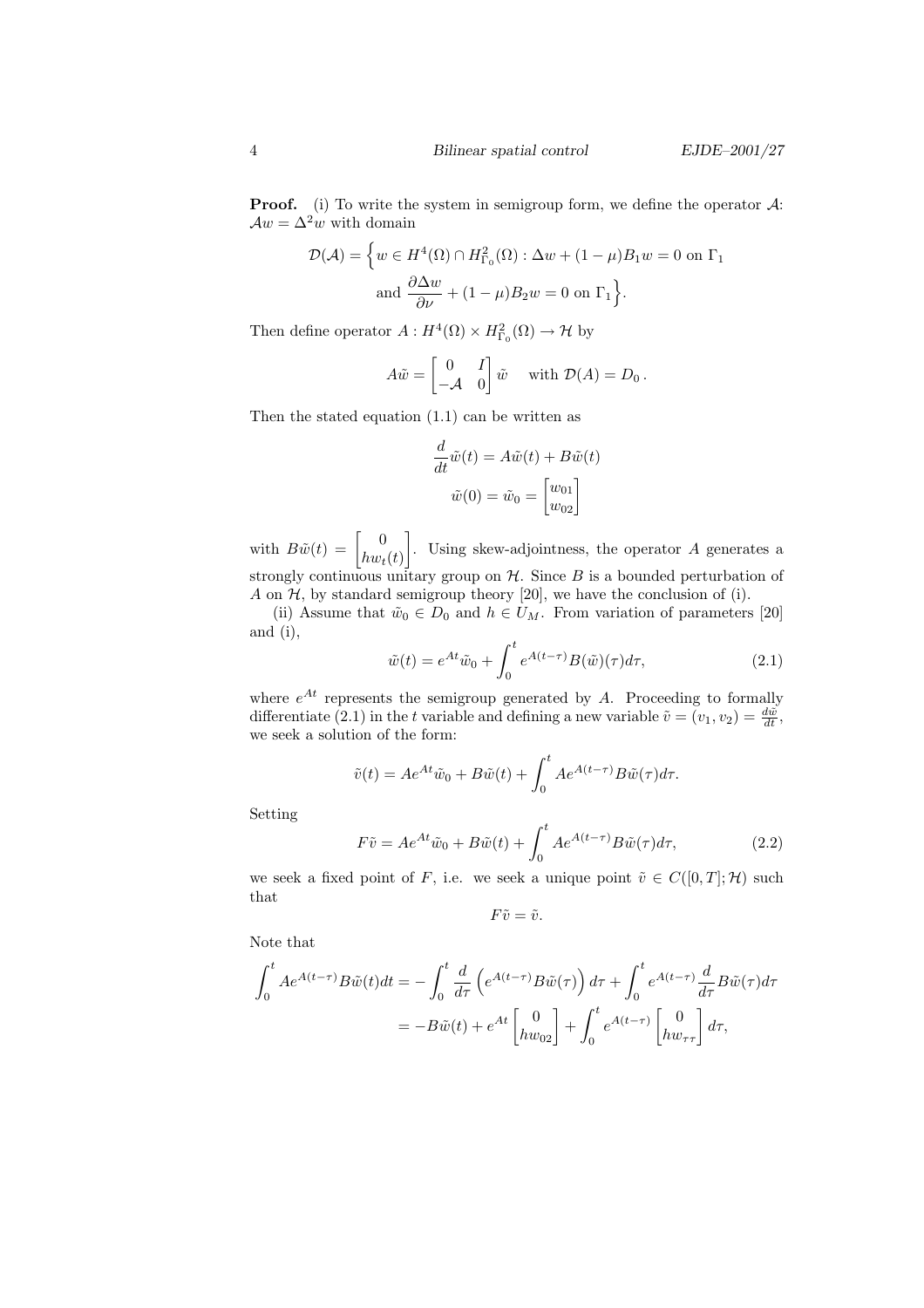**Proof.** (i) To write the system in semigroup form, we define the operator $\mathcal{A}$: $\mathcal{A}w = \Delta^2 w$ with domain

$$\mathcal{D}(\mathcal{A}) = \Big\{ w \in H^4(\Omega) \cap H^2_{\Gamma_0}(\Omega) : \Delta w + (1-\mu)B_1 w = 0 \text{ on } \Gamma_1 \\ \text{and } \frac{\partial \Delta w}{\partial \nu} + (1-\mu)B_2 w = 0 \text{ on } \Gamma_1 \Big\}.$$

Then define operator $A : H^4(\Omega) \times H^2_{\Gamma_0}(\Omega) \to \mathcal{H}$ by

$$A\tilde{w} = \begin{bmatrix} 0 & I \\ -\mathcal{A} & 0 \end{bmatrix} \tilde{w} \quad \text{with } \mathcal{D}(A) = D_0 .$$

Then the stated equation (1.1) can be written as

$$\frac{d}{dt}\tilde{w}(t) = A\tilde{w}(t) + B\tilde{w}(t)$$
$$\tilde{w}(0) = \tilde{w}_0 = \begin{bmatrix} w_{01} \\ w_{02} \end{bmatrix}$$

with $B\tilde{w}(t) = \begin{bmatrix} 0 \\ hw_t(t) \end{bmatrix}$. Using skew-adjointness, the operator $A$ generates a strongly continuous unitary group on $\mathcal{H}$. Since $B$ is a bounded perturbation of $A$ on $\mathcal{H}$, by standard semigroup theory [20], we have the conclusion of (i).

(ii) Assume that $\tilde{w}_0 \in D_0$ and $h \in U_M$. From variation of parameters [20] and (i),

$$\tilde{w}(t) = e^{At}\tilde{w}_0 + \int_0^t e^{A(t-\tau)} B(\tilde{w})(\tau) d\tau, \tag{2.1}$$

where $e^{At}$ represents the semigroup generated by $A$. Proceeding to formally differentiate (2.1) in the $t$ variable and defining a new variable $\tilde{v} = (v_1, v_2) = \frac{d\tilde{w}}{dt}$, we seek a solution of the form:

$$\tilde{v}(t) = Ae^{At}\tilde{w}_0 + B\tilde{w}(t) + \int_0^t Ae^{A(t-\tau)} B\tilde{w}(\tau) d\tau.$$

Setting

$$F\tilde{v} = Ae^{At}\tilde{w}_0 + B\tilde{w}(t) + \int_0^t Ae^{A(t-\tau)} B\tilde{w}(\tau) d\tau, \tag{2.2}$$

we seek a fixed point of $F$, i.e. we seek a unique point $\tilde{v} \in C([0,T];\mathcal{H})$ such that

$$F\tilde{v} = \tilde{v}.$$

Note that

$$\begin{aligned}
\int_0^t Ae^{A(t-\tau)} B\tilde{w}(t) dt &= -\int_0^t \frac{d}{d\tau}\Big( e^{A(t-\tau)} B\tilde{w}(\tau) \Big) d\tau + \int_0^t e^{A(t-\tau)} \frac{d}{d\tau} B\tilde{w}(\tau) d\tau \\
&= -B\tilde{w}(t) + e^{At} \begin{bmatrix} 0 \\ hw_{02} \end{bmatrix} + \int_0^t e^{A(t-\tau)} \begin{bmatrix} 0 \\ hw_{\tau\tau} \end{bmatrix} d\tau,
\end{aligned}$$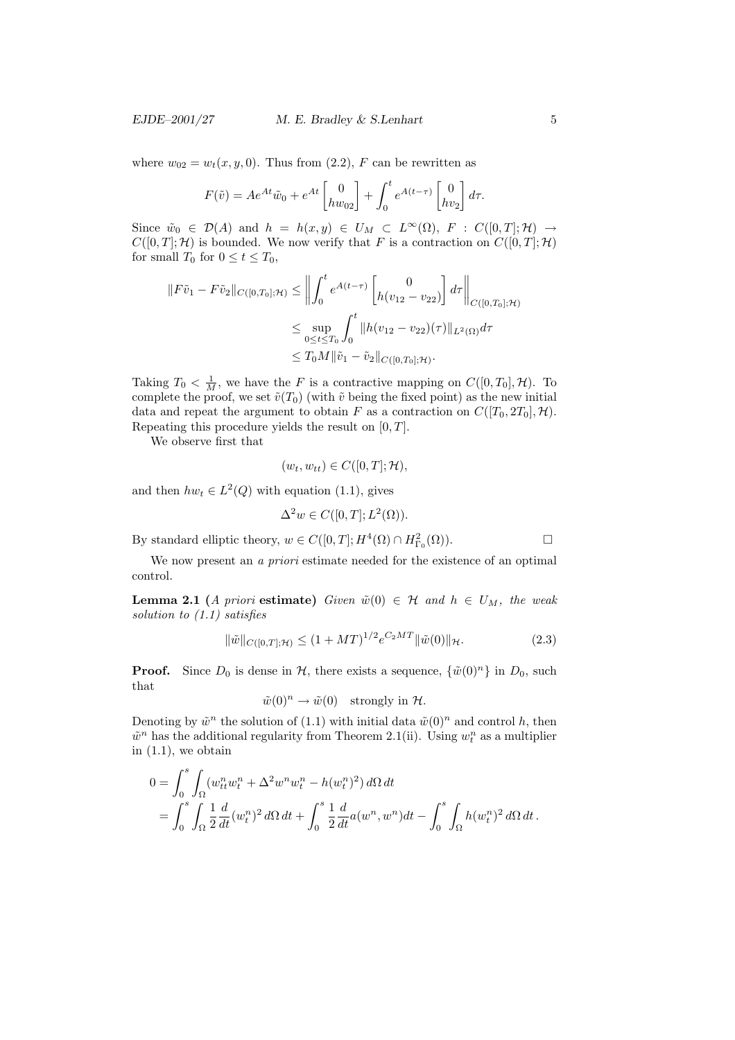where $w_{02} = w_t(x, y, 0)$. Thus from (2.2), $F$ can be rewritten as

$$F(\tilde{v}) = Ae^{At}\tilde{w}_0 + e^{At}\begin{bmatrix} 0 \\ hw_{02} \end{bmatrix} + \int_0^t e^{A(t-\tau)}\begin{bmatrix} 0 \\ hv_2 \end{bmatrix} d\tau.$$

Since $\tilde{w}_0 \in \mathcal{D}(A)$ and $h = h(x, y) \in U_M \subset L^\infty(\Omega)$, $F : C([0, T]; \mathcal{H}) \to C([0, T]; \mathcal{H})$ is bounded. We now verify that $F$ is a contraction on $C([0, T]; \mathcal{H})$ for small $T_0$ for $0 \le t \le T_0$,

$$\begin{aligned}
\|F\tilde{v}_1 - F\tilde{v}_2\|_{C([0,T_0];\mathcal{H})} &\le \left\| \int_0^t e^{A(t-\tau)} \begin{bmatrix} 0 \\ h(v_{12} - v_{22}) \end{bmatrix} d\tau \right\|_{C([0,T_0];\mathcal{H})} \\
&\le \sup_{0 \le t \le T_0} \int_0^t \|h(v_{12} - v_{22})(\tau)\|_{L^2(\Omega)} d\tau \\
&\le T_0 M \|\tilde{v}_1 - \tilde{v}_2\|_{C([0,T_0];\mathcal{H})}.
\end{aligned}$$

Taking $T_0 < \frac{1}{M}$, we have the $F$ is a contractive mapping on $C([0, T_0], \mathcal{H})$. To complete the proof, we set $\tilde{v}(T_0)$ (with $\tilde{v}$ being the fixed point) as the new initial data and repeat the argument to obtain $F$ as a contraction on $C([T_0, 2T_0], \mathcal{H})$. Repeating this procedure yields the result on $[0, T]$.

We observe first that

$$(w_t, w_{tt}) \in C([0, T]; \mathcal{H}),$$

and then $hw_t \in L^2(Q)$ with equation (1.1), gives

$$\Delta^2 w \in C([0, T]; L^2(\Omega)).$$

By standard elliptic theory, $w \in C([0, T]; H^4(\Omega) \cap H^2_{\Gamma_0}(\Omega))$. □

We now present an *a priori* estimate needed for the existence of an optimal control.

**Lemma 2.1** (*A priori* **estimate**) *Given $\tilde{w}(0) \in \mathcal{H}$ and $h \in U_M$, the weak solution to (1.1) satisfies*

$$\|\tilde{w}\|_{C([0,T];\mathcal{H})} \le (1 + MT)^{1/2} e^{C_2 MT} \|\tilde{w}(0)\|_{\mathcal{H}}. \tag{2.3}$$

**Proof.** Since $D_0$ is dense in $\mathcal{H}$, there exists a sequence, $\{\tilde{w}(0)^n\}$ in $D_0$, such that

$$\tilde{w}(0)^n \to \tilde{w}(0) \quad \text{strongly in } \mathcal{H}.$$

Denoting by $\tilde{w}^n$ the solution of (1.1) with initial data $\tilde{w}(0)^n$ and control $h$, then $\tilde{w}^n$ has the additional regularity from Theorem 2.1(ii). Using $w_t^n$ as a multiplier in (1.1), we obtain

$$\begin{aligned}
0 &= \int_0^s \int_\Omega (w_{tt}^n w_t^n + \Delta^2 w^n w_t^n - h(w_t^n)^2)\, d\Omega\, dt \\
&= \int_0^s \int_\Omega \frac{1}{2}\frac{d}{dt}(w_t^n)^2\, d\Omega\, dt + \int_0^s \frac{1}{2}\frac{d}{dt} a(w^n, w^n) dt - \int_0^s \int_\Omega h(w_t^n)^2\, d\Omega\, dt\,.
\end{aligned}$$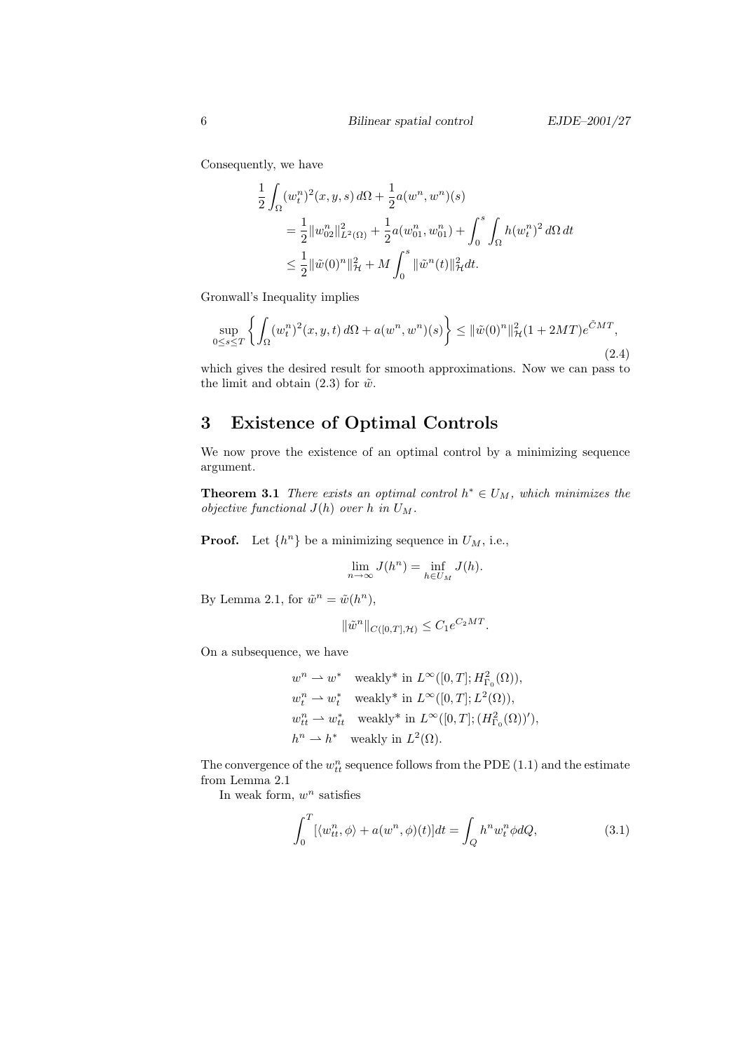Consequently, we have

$$
\begin{aligned}
\frac{1}{2}\int_\Omega (w_t^n)^2(x,y,s)\,d\Omega &+ \frac{1}{2}a(w^n,w^n)(s) \\
&= \frac{1}{2}\|w_{02}^n\|_{L^2(\Omega)}^2 + \frac{1}{2}a(w_{01}^n,w_{01}^n) + \int_0^s\int_\Omega h(w_t^n)^2\,d\Omega\,dt \\
&\le \frac{1}{2}\|\tilde{w}(0)^n\|_{\mathcal{H}}^2 + M\int_0^s \|\tilde{w}^n(t)\|_{\mathcal{H}}^2 dt.
\end{aligned}
$$

Gronwall's Inequality implies

$$
\sup_{0\le s\le T}\left\{\int_\Omega (w_t^n)^2(x,y,t)\,d\Omega + a(w^n,w^n)(s)\right\} \le \|\tilde{w}(0)^n\|_{\mathcal{H}}^2(1+2MT)e^{\tilde{C}MT}, \tag{2.4}
$$

which gives the desired result for smooth approximations. Now we can pass to the limit and obtain (2.3) for $\tilde{w}$.

# 3 Existence of Optimal Controls

We now prove the existence of an optimal control by a minimizing sequence argument.

**Theorem 3.1** *There exists an optimal control $h^* \in U_M$, which minimizes the objective functional $J(h)$ over $h$ in $U_M$.*

**Proof.** Let $\{h^n\}$ be a minimizing sequence in $U_M$, i.e.,

$$
\lim_{n\to\infty} J(h^n) = \inf_{h\in U_M} J(h).
$$

By Lemma 2.1, for $\tilde{w}^n = \tilde{w}(h^n)$,

$$
\|\tilde{w}^n\|_{C([0,T],\mathcal{H})} \le C_1 e^{C_2MT}.
$$

On a subsequence, we have

$$
\begin{aligned}
&w^n \rightharpoonup w^* \quad \text{weakly* in } L^\infty([0,T];H^2_{\Gamma_0}(\Omega)),\\
&w_t^n \rightharpoonup w_t^* \quad \text{weakly* in } L^\infty([0,T];L^2(\Omega)),\\
&w_{tt}^n \rightharpoonup w_{tt}^* \quad \text{weakly* in } L^\infty([0,T];(H^2_{\Gamma_0}(\Omega))'),\\
&h^n \rightharpoonup h^* \quad \text{weakly in } L^2(\Omega).
\end{aligned}
$$

The convergence of the $w_{tt}^n$ sequence follows from the PDE (1.1) and the estimate from Lemma 2.1

In weak form, $w^n$ satisfies

$$
\int_0^T [\langle w_{tt}^n,\phi\rangle + a(w^n,\phi)(t)]dt = \int_Q h^n w_t^n \phi dQ, \tag{3.1}
$$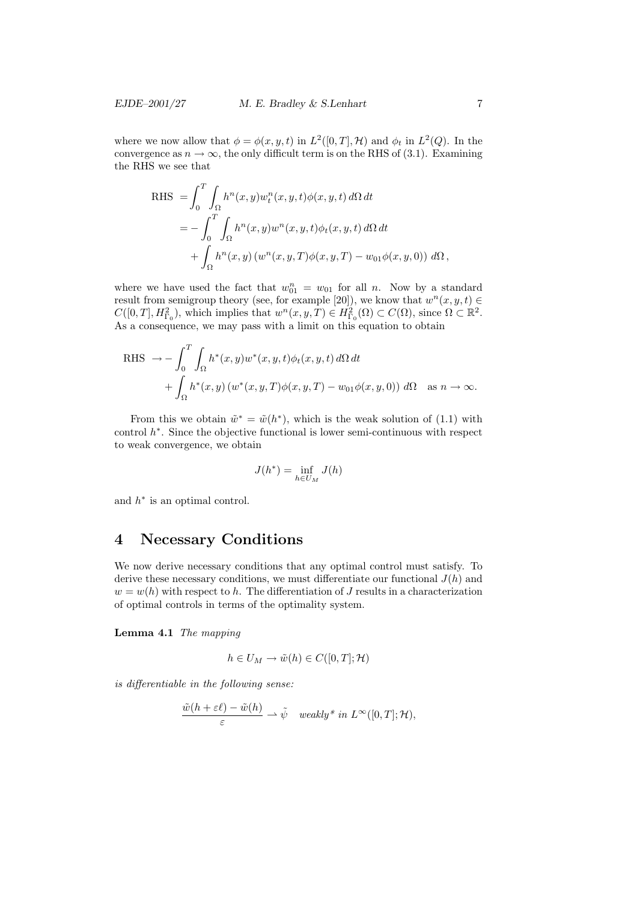where we now allow that $\phi = \phi(x, y, t)$ in $L^2([0, T], \mathcal{H})$ and $\phi_t$ in $L^2(Q)$. In the convergence as $n \to \infty$, the only difficult term is on the RHS of (3.1). Examining the RHS we see that

$$
\begin{aligned}
\text{RHS } &= \int_0^T \int_\Omega h^n(x, y) w_t^n(x, y, t) \phi(x, y, t) \, d\Omega \, dt \\
&= - \int_0^T \int_\Omega h^n(x, y) w^n(x, y, t) \phi_t(x, y, t) \, d\Omega \, dt \\
&\quad + \int_\Omega h^n(x, y) \left( w^n(x, y, T) \phi(x, y, T) - w_{01} \phi(x, y, 0) \right) \, d\Omega \,,
\end{aligned}
$$

where we have used the fact that $w_{01}^n = w_{01}$ for all $n$. Now by a standard result from semigroup theory (see, for example [20]), we know that $w^n(x, y, t) \in C([0, T], H^2_{\Gamma_0})$, which implies that $w^n(x, y, T) \in H^2_{\Gamma_0}(\Omega) \subset C(\Omega)$, since $\Omega \subset \mathbb{R}^2$. As a consequence, we may pass with a limit on this equation to obtain

$$
\begin{aligned}
\text{RHS } &\to - \int_0^T \int_\Omega h^*(x, y) w^*(x, y, t) \phi_t(x, y, t) \, d\Omega \, dt \\
&\quad + \int_\Omega h^*(x, y) \left( w^*(x, y, T) \phi(x, y, T) - w_{01} \phi(x, y, 0) \right) \, d\Omega \quad \text{as } n \to \infty.
\end{aligned}
$$

From this we obtain $\tilde{w}^* = \tilde{w}(h^*)$, which is the weak solution of (1.1) with control $h^*$. Since the objective functional is lower semi-continuous with respect to weak convergence, we obtain

$$
J(h^*) = \inf_{h \in U_M} J(h)
$$

and $h^*$ is an optimal control.

# 4 Necessary Conditions

We now derive necessary conditions that any optimal control must satisfy. To derive these necessary conditions, we must differentiate our functional $J(h)$ and $w = w(h)$ with respect to $h$. The differentiation of $J$ results in a characterization of optimal controls in terms of the optimality system.

**Lemma 4.1** *The mapping*

$$
h \in U_M \to \tilde{w}(h) \in C([0, T]; \mathcal{H})
$$

*is differentiable in the following sense:*

$$
\frac{\tilde{w}(h + \varepsilon \ell) - \tilde{w}(h)}{\varepsilon} \rightharpoonup \tilde{\psi} \quad \textit{weakly* in } L^\infty([0, T]; \mathcal{H}),
$$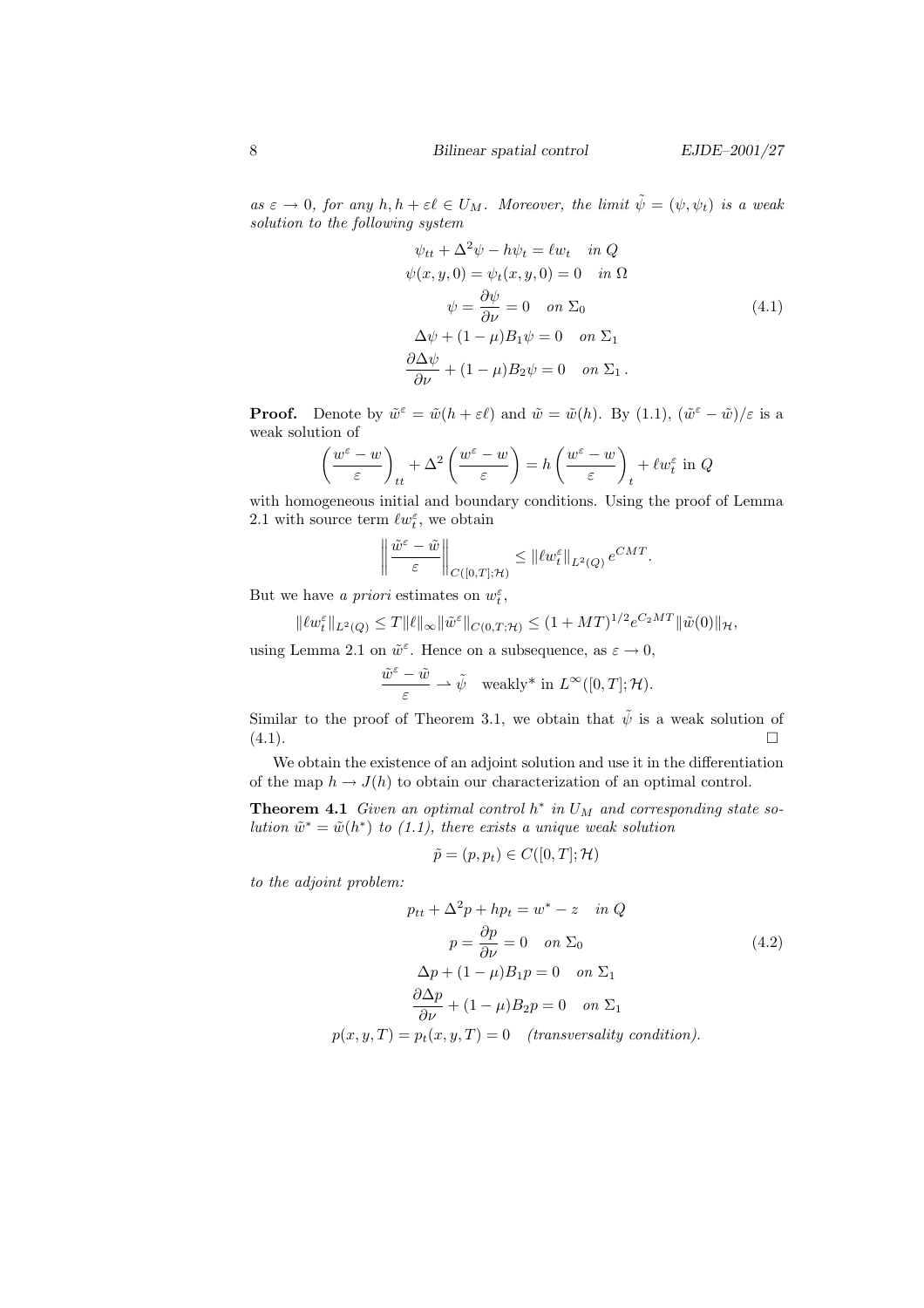as $\varepsilon \to 0$, *for any* $h, h + \varepsilon \ell \in U_M$. *Moreover, the limit* $\tilde{\psi} = (\psi, \psi_t)$ *is a weak solution to the following system*

$$
\begin{aligned}
\psi_{tt} + \Delta^2 \psi - h\psi_t = \ell w_t \quad & \text{in } Q \\
\psi(x,y,0) = \psi_t(x,y,0) = 0 \quad & \text{in } \Omega \\
\psi = \frac{\partial \psi}{\partial \nu} = 0 \quad & \text{on } \Sigma_0 \\
\Delta \psi + (1-\mu) B_1 \psi = 0 \quad & \text{on } \Sigma_1 \\
\frac{\partial \Delta \psi}{\partial \nu} + (1-\mu) B_2 \psi = 0 \quad & \text{on } \Sigma_1 \,.
\end{aligned}
\tag{4.1}
$$

**Proof.** Denote by $\tilde{w}^\varepsilon = \tilde{w}(h + \varepsilon \ell)$ and $\tilde{w} = \tilde{w}(h)$. By (1.1), $(\tilde{w}^\varepsilon - \tilde{w})/\varepsilon$ is a weak solution of

$$
\left(\frac{w^\varepsilon - w}{\varepsilon}\right)_{tt} + \Delta^2 \left(\frac{w^\varepsilon - w}{\varepsilon}\right) = h \left(\frac{w^\varepsilon - w}{\varepsilon}\right)_t + \ell w_t^\varepsilon \text{ in } Q
$$

with homogeneous initial and boundary conditions. Using the proof of Lemma 2.1 with source term $\ell w_t^\varepsilon$, we obtain

$$
\left\| \frac{\tilde{w}^\varepsilon - \tilde{w}}{\varepsilon} \right\|_{C([0,T];\mathcal{H})} \le \| \ell w_t^\varepsilon \|_{L^2(Q)} e^{CMT}.
$$

But we have *a priori* estimates on $w_t^\varepsilon$,

$$
\| \ell w_t^\varepsilon \|_{L^2(Q)} \le T \| \ell \|_\infty \| \tilde{w}^\varepsilon \|_{C(0,T;\mathcal{H})} \le (1 + MT)^{1/2} e^{C_2 MT} \| \tilde{w}(0) \|_{\mathcal{H}},
$$

using Lemma 2.1 on $\tilde{w}^\varepsilon$. Hence on a subsequence, as $\varepsilon \to 0$,

$$
\frac{\tilde{w}^\varepsilon - \tilde{w}}{\varepsilon} \rightharpoonup \tilde{\psi} \quad \text{weakly* in } L^\infty([0,T];\mathcal{H}).
$$

Similar to the proof of Theorem 3.1, we obtain that $\tilde{\psi}$ is a weak solution of (4.1). $\square$

We obtain the existence of an adjoint solution and use it in the differentiation of the map $h \to J(h)$ to obtain our characterization of an optimal control.

**Theorem 4.1** *Given an optimal control* $h^*$ *in* $U_M$ *and corresponding state solution* $\tilde{w}^* = \tilde{w}(h^*)$ *to (1.1), there exists a unique weak solution*

$$
\tilde{p} = (p, p_t) \in C([0,T];\mathcal{H})
$$

*to the adjoint problem:*

$$
\begin{aligned}
p_{tt} + \Delta^2 p + h p_t = w^* - z \quad & \text{in } Q \\
p = \frac{\partial p}{\partial \nu} = 0 \quad & \text{on } \Sigma_0 \\
\Delta p + (1-\mu) B_1 p = 0 \quad & \text{on } \Sigma_1 \\
\frac{\partial \Delta p}{\partial \nu} + (1-\mu) B_2 p = 0 \quad & \text{on } \Sigma_1 \\
p(x,y,T) = p_t(x,y,T) = 0 \quad & \text{(transversality condition).}
\end{aligned}
\tag{4.2}
$$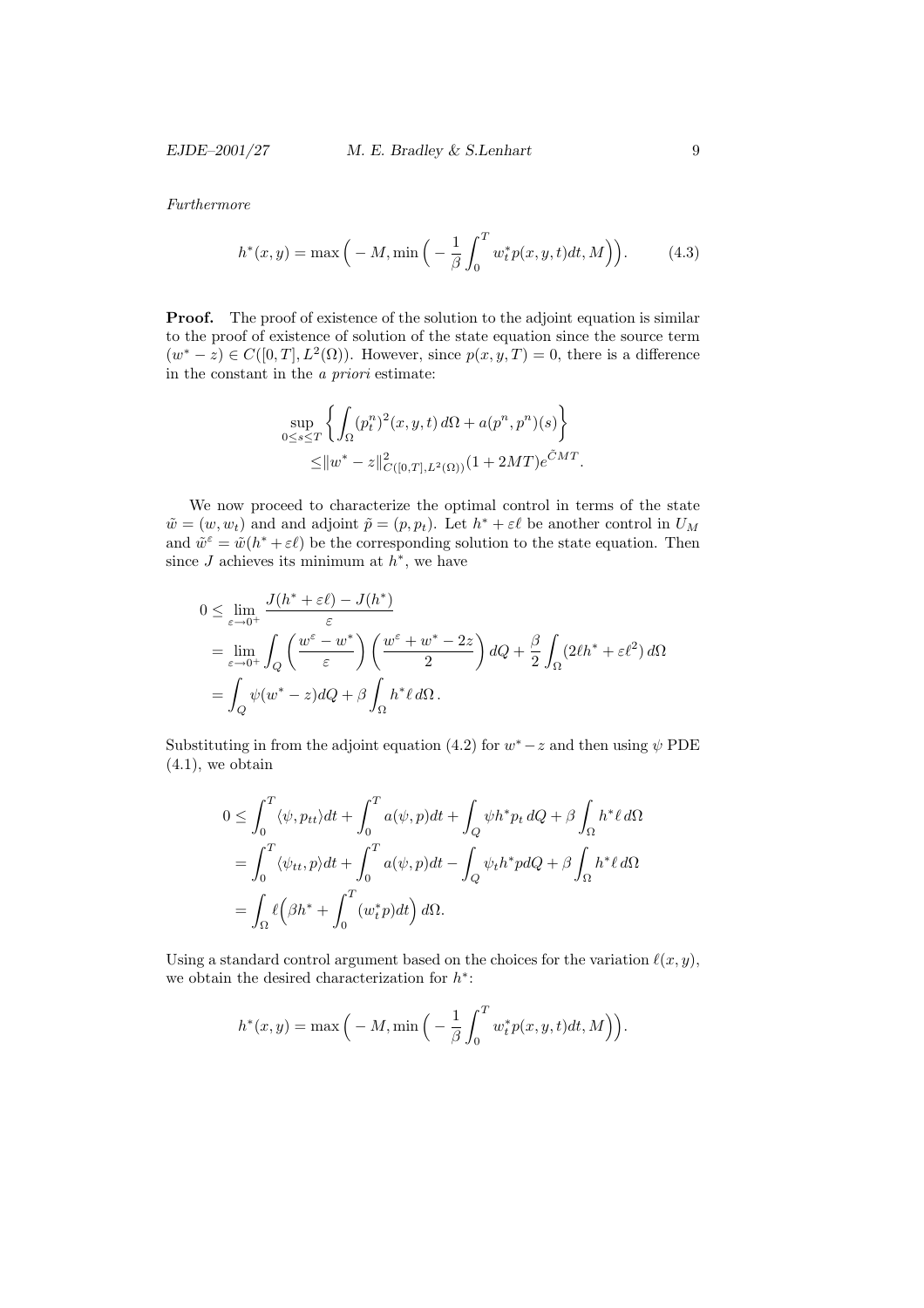*Furthermore*

$$h^*(x,y) = \max\Big( -M, \min\Big( -\frac{1}{\beta}\int_0^T w_t^* p(x,y,t)dt, M\Big)\Big). \tag{4.3}$$

**Proof.** The proof of existence of the solution to the adjoint equation is similar to the proof of existence of solution of the state equation since the source term $(w^* - z) \in C([0,T], L^2(\Omega))$. However, since $p(x,y,T) = 0$, there is a difference in the constant in the *a priori* estimate:

$$\sup_{0\le s\le T}\Big\{\int_\Omega (p_t^n)^2(x,y,t)\,d\Omega + a(p^n,p^n)(s)\Big\} \\ \le \|w^* - z\|^2_{C([0,T],L^2(\Omega))}(1+2MT)e^{\tilde{C}MT}.$$

We now proceed to characterize the optimal control in terms of the state $\tilde{w} = (w, w_t)$ and and adjoint $\tilde{p} = (p, p_t)$. Let $h^* + \varepsilon\ell$ be another control in $U_M$ and $\tilde{w}^\varepsilon = \tilde{w}(h^* + \varepsilon\ell)$ be the corresponding solution to the state equation. Then since $J$ achieves its minimum at $h^*$, we have

$$\begin{aligned}
0 &\le \lim_{\varepsilon\to 0^+} \frac{J(h^*+\varepsilon\ell) - J(h^*)}{\varepsilon} \\
&= \lim_{\varepsilon\to 0^+} \int_Q \Big(\frac{w^\varepsilon - w^*}{\varepsilon}\Big)\Big(\frac{w^\varepsilon + w^* - 2z}{2}\Big)\,dQ + \frac{\beta}{2}\int_\Omega (2\ell h^* + \varepsilon\ell^2)\,d\Omega \\
&= \int_Q \psi(w^* - z)dQ + \beta\int_\Omega h^*\ell\,d\Omega\,.
\end{aligned}$$

Substituting in from the adjoint equation (4.2) for $w^* - z$ and then using $\psi$ PDE (4.1), we obtain

$$\begin{aligned}
0 &\le \int_0^T \langle \psi, p_{tt}\rangle dt + \int_0^T a(\psi,p)dt + \int_Q \psi h^* p_t\,dQ + \beta\int_\Omega h^*\ell\,d\Omega \\
&= \int_0^T \langle \psi_{tt}, p\rangle dt + \int_0^T a(\psi,p)dt - \int_Q \psi_t h^* p dQ + \beta\int_\Omega h^*\ell\,d\Omega \\
&= \int_\Omega \ell\Big(\beta h^* + \int_0^T (w_t^* p)dt\Big)\,d\Omega.
\end{aligned}$$

Using a standard control argument based on the choices for the variation $\ell(x,y)$, we obtain the desired characterization for $h^*$:

$$h^*(x,y) = \max\Big( -M, \min\Big( -\frac{1}{\beta}\int_0^T w_t^* p(x,y,t)dt, M\Big)\Big).$$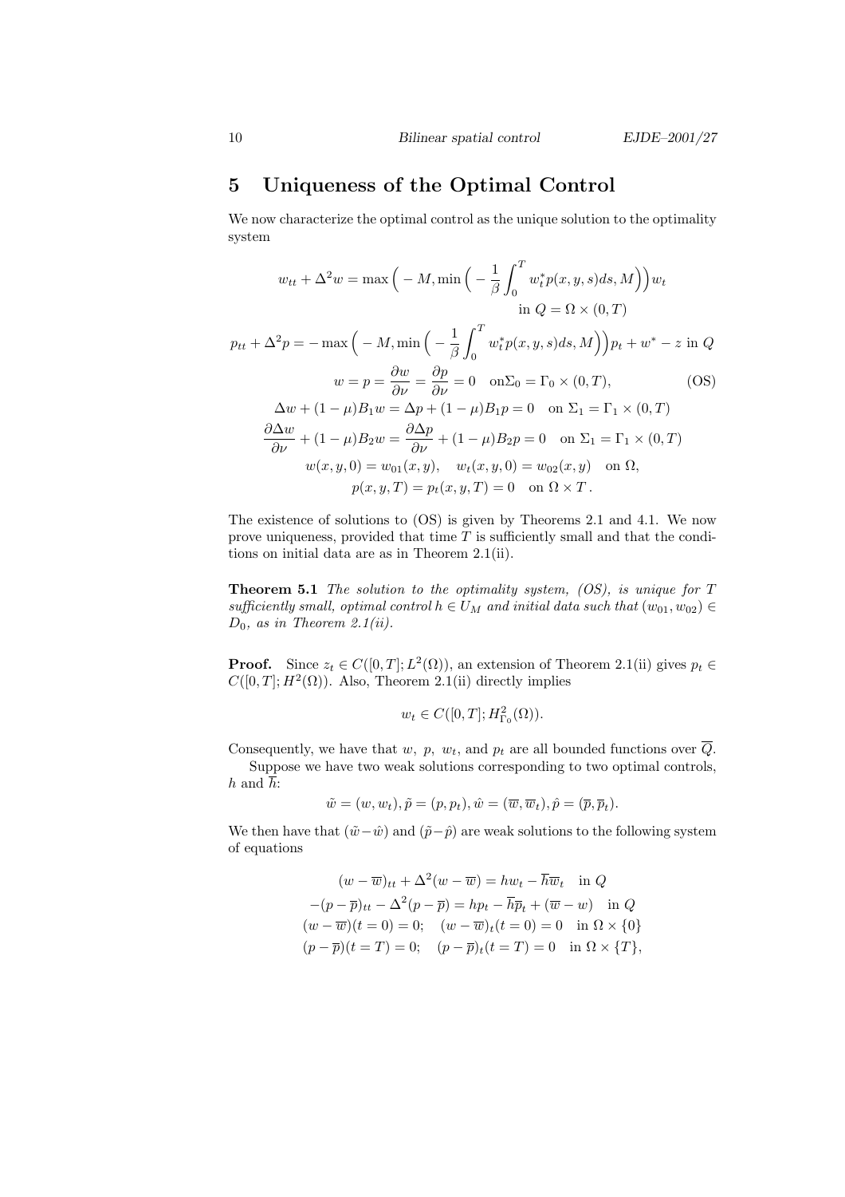## 5 Uniqueness of the Optimal Control

We now characterize the optimal control as the unique solution to the optimality system

$$
\begin{gathered}
w_{tt} + \Delta^2 w = \max\Big( -M, \min\Big( -\frac{1}{\beta}\int_0^T w_t^* p(x,y,s)ds, M\Big)\Big) w_t \\
\text{in } Q = \Omega \times (0,T) \\
p_{tt} + \Delta^2 p = -\max\Big( -M, \min\Big( -\frac{1}{\beta}\int_0^T w_t^* p(x,y,s)ds, M\Big)\Big) p_t + w^* - z \text{ in } Q \\
w = p = \frac{\partial w}{\partial \nu} = \frac{\partial p}{\partial \nu} = 0 \quad \text{on} \Sigma_0 = \Gamma_0 \times (0,T), \qquad \text{(OS)} \\
\Delta w + (1-\mu)B_1 w = \Delta p + (1-\mu)B_1 p = 0 \quad \text{on } \Sigma_1 = \Gamma_1 \times (0,T) \\
\frac{\partial \Delta w}{\partial \nu} + (1-\mu)B_2 w = \frac{\partial \Delta p}{\partial \nu} + (1-\mu)B_2 p = 0 \quad \text{on } \Sigma_1 = \Gamma_1 \times (0,T) \\
w(x,y,0) = w_{01}(x,y), \quad w_t(x,y,0) = w_{02}(x,y) \quad \text{on } \Omega, \\
p(x,y,T) = p_t(x,y,T) = 0 \quad \text{on } \Omega \times T\,.
\end{gathered}
$$

The existence of solutions to (OS) is given by Theorems 2.1 and 4.1. We now prove uniqueness, provided that time $T$ is sufficiently small and that the conditions on initial data are as in Theorem 2.1(ii).

**Theorem 5.1** *The solution to the optimality system, (OS), is unique for $T$ sufficiently small, optimal control $h \in U_M$ and initial data such that $(w_{01}, w_{02}) \in D_0$, as in Theorem 2.1(ii).*

**Proof.** Since $z_t \in C([0,T]; L^2(\Omega))$, an extension of Theorem 2.1(ii) gives $p_t \in C([0,T]; H^2(\Omega))$. Also, Theorem 2.1(ii) directly implies

$$
w_t \in C([0,T]; H^2_{\Gamma_0}(\Omega)).
$$

Consequently, we have that $w$, $p$, $w_t$, and $p_t$ are all bounded functions over $\overline{Q}$.

Suppose we have two weak solutions corresponding to two optimal controls, $h$ and $\overline{h}$:

$$
\tilde{w} = (w, w_t), \tilde{p} = (p, p_t), \hat{w} = (\overline{w}, \overline{w}_t), \hat{p} = (\overline{p}, \overline{p}_t).
$$

We then have that $(\tilde{w} - \hat{w})$ and $(\tilde{p} - \hat{p})$ are weak solutions to the following system of equations

$$
\begin{gathered}
(w - \overline{w})_{tt} + \Delta^2 (w - \overline{w}) = h w_t - \overline{h}\overline{w}_t \quad \text{in } Q \\
-(p - \overline{p})_{tt} - \Delta^2 (p - \overline{p}) = h p_t - \overline{h}\overline{p}_t + (\overline{w} - w) \quad \text{in } Q \\
(w - \overline{w})(t=0) = 0; \quad (w - \overline{w})_t(t=0) = 0 \quad \text{in } \Omega \times \{0\} \\
(p - \overline{p})(t=T) = 0; \quad (p - \overline{p})_t(t=T) = 0 \quad \text{in } \Omega \times \{T\},
\end{gathered}
$$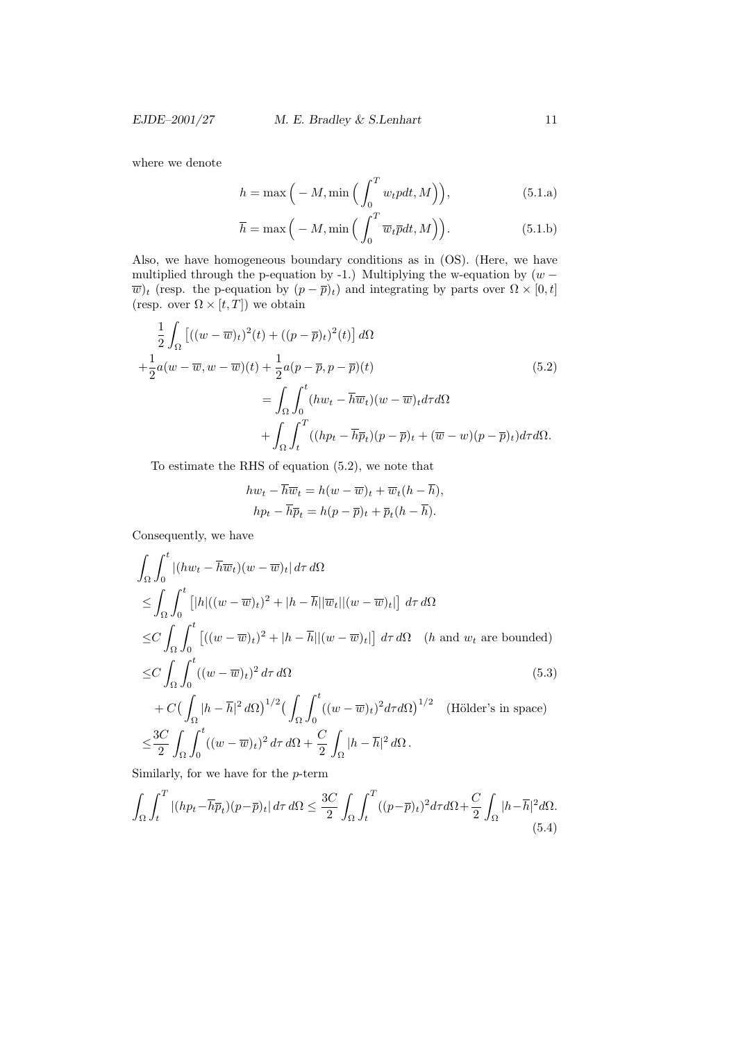where we denote

$$h = \max\Big(-M, \min\Big(\int_0^T w_t p dt, M\Big)\Big), \tag{5.1.a}$$

$$\overline{h} = \max\Big(-M, \min\Big(\int_0^T \overline{w}_t \overline{p} dt, M\Big)\Big). \tag{5.1.b}$$

Also, we have homogeneous boundary conditions as in (OS). (Here, we have multiplied through the p-equation by -1.) Multiplying the w-equation by $(w - \overline{w})_t$ (resp. the p-equation by $(p - \overline{p})_t$) and integrating by parts over $\Omega \times [0,t]$ (resp. over $\Omega \times [t,T]$) we obtain

$$\begin{aligned}
&\frac{1}{2}\int_\Omega \big[((w-\overline{w})_t)^2(t) + ((p-\overline{p})_t)^2(t)\big]\,d\Omega \\
&+\frac{1}{2}a(w-\overline{w}, w-\overline{w})(t) + \frac{1}{2}a(p-\overline{p}, p-\overline{p})(t) \\
&\qquad = \int_\Omega \int_0^t (hw_t - \overline{h}\overline{w}_t)(w-\overline{w})_t d\tau d\Omega \\
&\qquad + \int_\Omega \int_t^T ((hp_t - \overline{h}\overline{p}_t)(p-\overline{p})_t + (\overline{w} - w)(p-\overline{p})_t) d\tau d\Omega.
\end{aligned} \tag{5.2}$$

To estimate the RHS of equation (5.2), we note that

$$hw_t - \overline{h}\overline{w}_t = h(w-\overline{w})_t + \overline{w}_t(h-\overline{h}),$$
$$hp_t - \overline{h}\overline{p}_t = h(p-\overline{p})_t + \overline{p}_t(h-\overline{h}).$$

Consequently, we have

$$\begin{aligned}
&\int_\Omega \int_0^t |(hw_t - \overline{h}\overline{w}_t)(w-\overline{w})_t|\, d\tau\, d\Omega \\
&\le \int_\Omega \int_0^t \big[|h|((w-\overline{w})_t)^2 + |h-\overline{h}||\overline{w}_t||(w-\overline{w})_t|\big]\, d\tau\, d\Omega \\
&\le C\int_\Omega \int_0^t \big[((w-\overline{w})_t)^2 + |h-\overline{h}||(w-\overline{w})_t|\big]\, d\tau\, d\Omega \quad (h \text{ and } w_t \text{ are bounded}) \\
&\le C\int_\Omega \int_0^t ((w-\overline{w})_t)^2\, d\tau\, d\Omega \\
&\quad + C\Big(\int_\Omega |h-\overline{h}|^2\, d\Omega\Big)^{1/2}\Big(\int_\Omega\int_0^t ((w-\overline{w})_t)^2 d\tau d\Omega\Big)^{1/2} \quad \text{(Hölder's in space)} \\
&\le \frac{3C}{2}\int_\Omega \int_0^t ((w-\overline{w})_t)^2\, d\tau\, d\Omega + \frac{C}{2}\int_\Omega |h-\overline{h}|^2\, d\Omega\,.
\end{aligned} \tag{5.3}$$

Similarly, for we have for the $p$-term

$$\int_\Omega \int_t^T |(hp_t - \overline{h}\overline{p}_t)(p-\overline{p})_t|\, d\tau\, d\Omega \le \frac{3C}{2}\int_\Omega \int_t^T ((p-\overline{p})_t)^2 d\tau d\Omega + \frac{C}{2}\int_\Omega |h-\overline{h}|^2 d\Omega. \tag{5.4}$$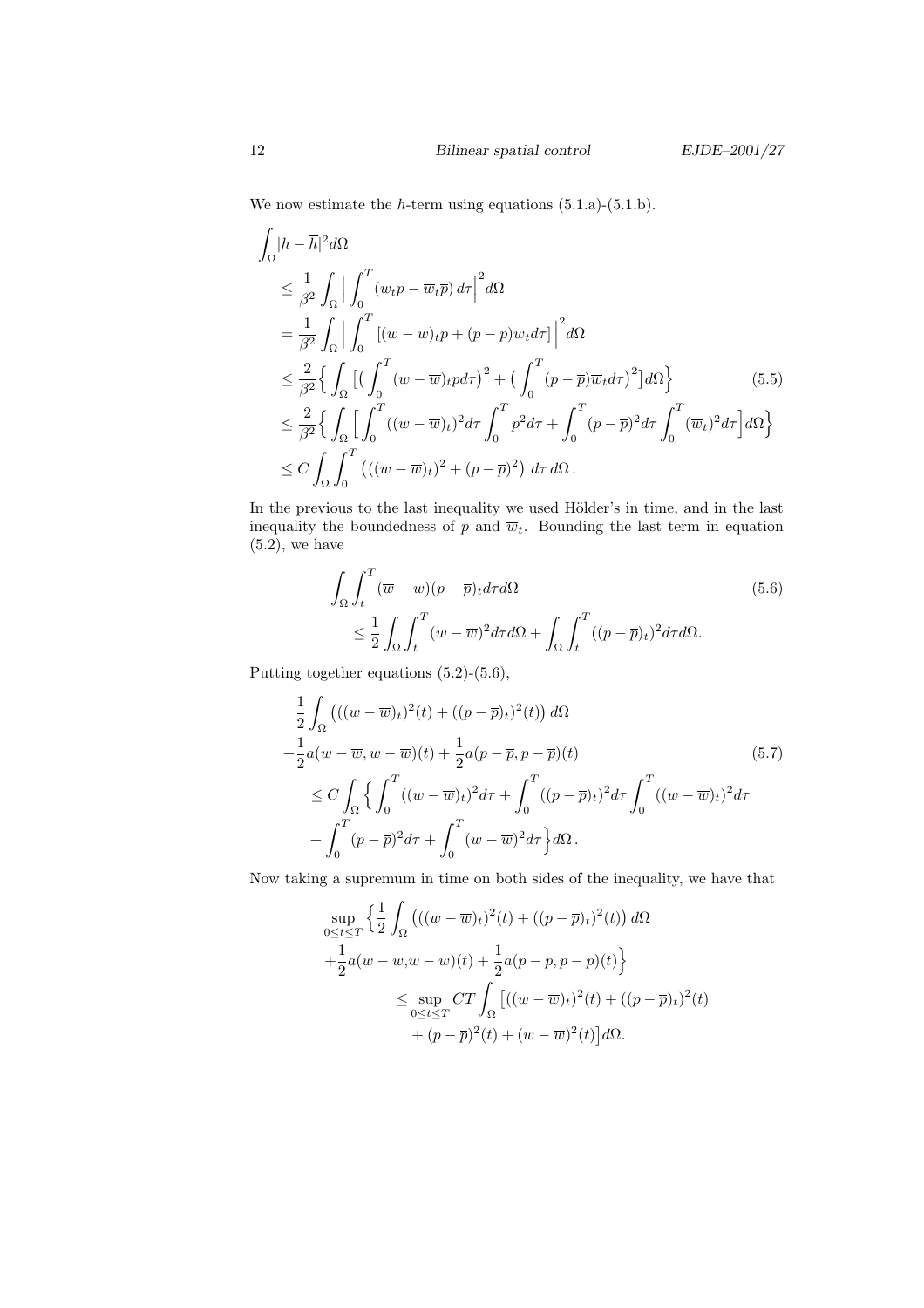We now estimate the $h$-term using equations (5.1.a)-(5.1.b).

$$
\begin{aligned}
&\int_\Omega |h-\overline{h}|^2 d\Omega \\
&\le \frac{1}{\beta^2}\int_\Omega \Big|\int_0^T (w_t p - \overline{w}_t \overline{p})\, d\tau\Big|^2 d\Omega \\
&= \frac{1}{\beta^2}\int_\Omega \Big|\int_0^T [(w-\overline{w})_t p + (p-\overline{p})\overline{w}_t d\tau]\Big|^2 d\Omega \\
&\le \frac{2}{\beta^2}\Big\{\int_\Omega \big[\big(\int_0^T (w-\overline{w})_t p d\tau\big)^2 + \big(\int_0^T (p-\overline{p})\overline{w}_t d\tau\big)^2\big] d\Omega\Big\} \qquad (5.5)\\
&\le \frac{2}{\beta^2}\Big\{\int_\Omega \Big[\int_0^T ((w-\overline{w})_t)^2 d\tau \int_0^T p^2 d\tau + \int_0^T (p-\overline{p})^2 d\tau \int_0^T (\overline{w}_t)^2 d\tau\Big] d\Omega\Big\} \\
&\le C\int_\Omega\int_0^T \big(((w-\overline{w})_t)^2 + (p-\overline{p})^2\big)\, d\tau\, d\Omega\,.
\end{aligned}
$$

In the previous to the last inequality we used Hölder's in time, and in the last inequality the boundedness of $p$ and $\overline{w}_t$. Bounding the last term in equation (5.2), we have

$$
\begin{aligned}
&\int_\Omega\int_t^T (\overline{w}-w)(p-\overline{p})_t d\tau d\Omega \qquad (5.6)\\
&\qquad \le \frac{1}{2}\int_\Omega\int_t^T (w-\overline{w})^2 d\tau d\Omega + \int_\Omega\int_t^T ((p-\overline{p})_t)^2 d\tau d\Omega.
\end{aligned}
$$

Putting together equations (5.2)-(5.6),

$$
\begin{aligned}
&\frac{1}{2}\int_\Omega \big(((w-\overline{w})_t)^2(t) + ((p-\overline{p})_t)^2(t)\big)\, d\Omega \\
&+\frac{1}{2}a(w-\overline{w}, w-\overline{w})(t) + \frac{1}{2}a(p-\overline{p}, p-\overline{p})(t) \qquad (5.7)\\
&\quad \le \overline{C}\int_\Omega \Big\{\int_0^T ((w-\overline{w})_t)^2 d\tau + \int_0^T ((p-\overline{p})_t)^2 d\tau \int_0^T ((w-\overline{w})_t)^2 d\tau \\
&\quad + \int_0^T (p-\overline{p})^2 d\tau + \int_0^T (w-\overline{w})^2 d\tau\Big\} d\Omega\,.
\end{aligned}
$$

Now taking a supremum in time on both sides of the inequality, we have that

$$
\begin{aligned}
&\sup_{0\le t\le T}\Big\{\frac{1}{2}\int_\Omega \big(((w-\overline{w})_t)^2(t) + ((p-\overline{p})_t)^2(t)\big)\, d\Omega \\
&+\frac{1}{2}a(w-\overline{w}, w-\overline{w})(t) + \frac{1}{2}a(p-\overline{p}, p-\overline{p})(t)\Big\} \\
&\qquad \le \sup_{0\le t\le T}\overline{C}T\int_\Omega \big[((w-\overline{w})_t)^2(t) + ((p-\overline{p})_t)^2(t) \\
&\qquad\quad + (p-\overline{p})^2(t) + (w-\overline{w})^2(t)\big] d\Omega.
\end{aligned}
$$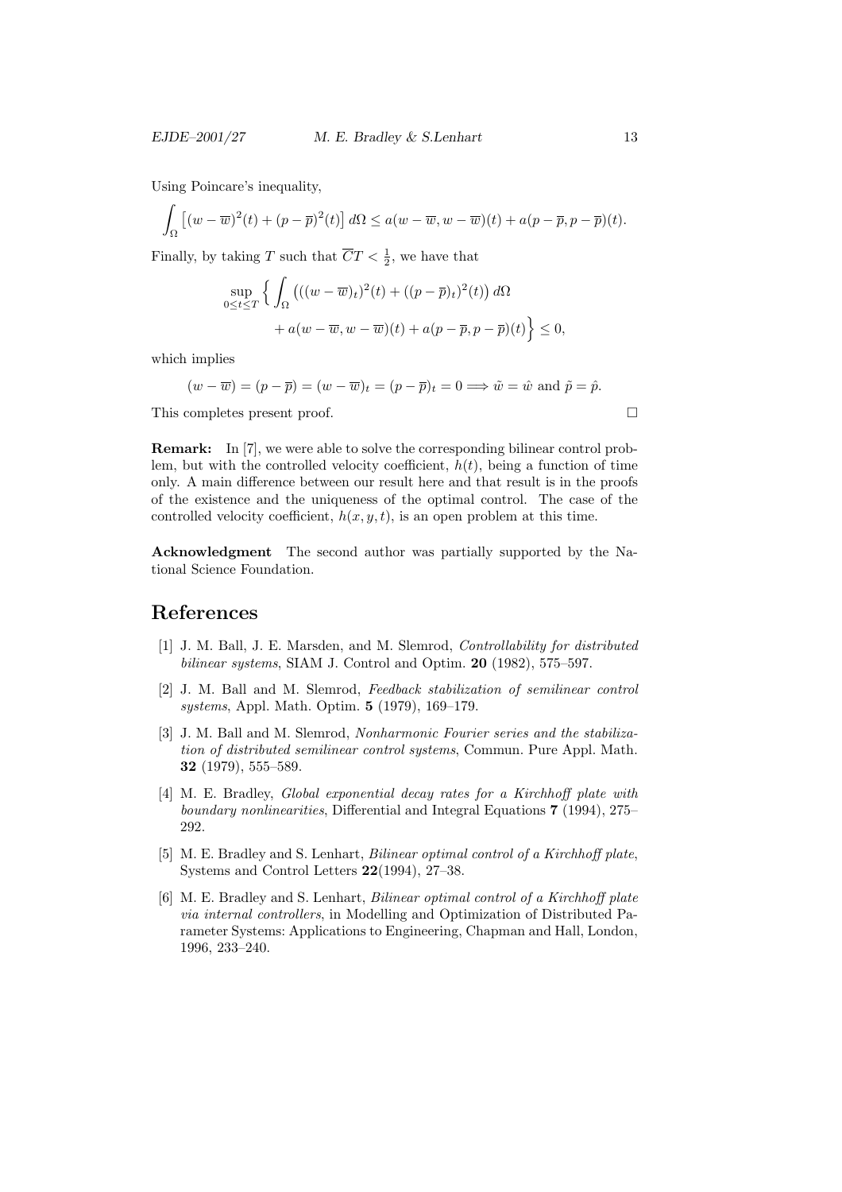Using Poincare's inequality,

$$\int_\Omega \left[(w-\overline{w})^2(t) + (p-\overline{p})^2(t)\right] d\Omega \le a(w-\overline{w}, w-\overline{w})(t) + a(p-\overline{p}, p-\overline{p})(t).$$

Finally, by taking $T$ such that $\overline{C}T < \frac{1}{2}$, we have that

$$\sup_{0\le t\le T} \Big\{ \int_\Omega \left(((w-\overline{w})_t)^2(t) + ((p-\overline{p})_t)^2(t)\right) d\Omega \\ + a(w-\overline{w}, w-\overline{w})(t) + a(p-\overline{p}, p-\overline{p})(t) \Big\} \le 0,$$

which implies

$$(w-\overline{w}) = (p-\overline{p}) = (w-\overline{w})_t = (p-\overline{p})_t = 0 \Longrightarrow \tilde{w} = \hat{w} \text{ and } \tilde{p} = \hat{p}.$$

This completes present proof. □

**Remark:** In [7], we were able to solve the corresponding bilinear control problem, but with the controlled velocity coefficient, $h(t)$, being a function of time only. A main difference between our result here and that result is in the proofs of the existence and the uniqueness of the optimal control. The case of the controlled velocity coefficient, $h(x, y, t)$, is an open problem at this time.

**Acknowledgment** The second author was partially supported by the National Science Foundation.

# References

[1] J. M. Ball, J. E. Marsden, and M. Slemrod, *Controllability for distributed bilinear systems*, SIAM J. Control and Optim. **20** (1982), 575–597.

[2] J. M. Ball and M. Slemrod, *Feedback stabilization of semilinear control systems*, Appl. Math. Optim. **5** (1979), 169–179.

[3] J. M. Ball and M. Slemrod, *Nonharmonic Fourier series and the stabilization of distributed semilinear control systems*, Commun. Pure Appl. Math. **32** (1979), 555–589.

[4] M. E. Bradley, *Global exponential decay rates for a Kirchhoff plate with boundary nonlinearities*, Differential and Integral Equations **7** (1994), 275–292.

[5] M. E. Bradley and S. Lenhart, *Bilinear optimal control of a Kirchhoff plate*, Systems and Control Letters **22**(1994), 27–38.

[6] M. E. Bradley and S. Lenhart, *Bilinear optimal control of a Kirchhoff plate via internal controllers*, in Modelling and Optimization of Distributed Parameter Systems: Applications to Engineering, Chapman and Hall, London, 1996, 233–240.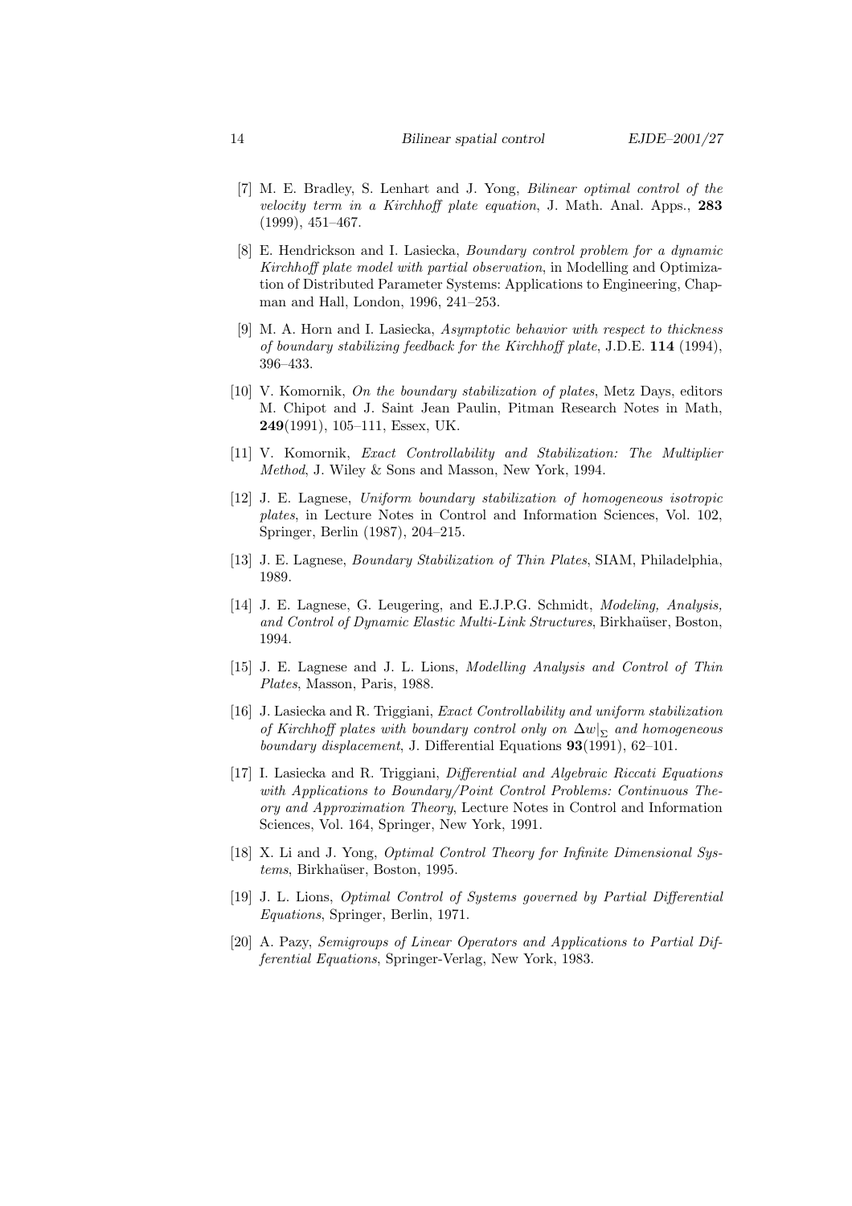[7] M. E. Bradley, S. Lenhart and J. Yong, *Bilinear optimal control of the velocity term in a Kirchhoff plate equation*, J. Math. Anal. Apps., **283** (1999), 451–467.

[8] E. Hendrickson and I. Lasiecka, *Boundary control problem for a dynamic Kirchhoff plate model with partial observation*, in Modelling and Optimization of Distributed Parameter Systems: Applications to Engineering, Chapman and Hall, London, 1996, 241–253.

[9] M. A. Horn and I. Lasiecka, *Asymptotic behavior with respect to thickness of boundary stabilizing feedback for the Kirchhoff plate*, J.D.E. **114** (1994), 396–433.

[10] V. Komornik, *On the boundary stabilization of plates*, Metz Days, editors M. Chipot and J. Saint Jean Paulin, Pitman Research Notes in Math, **249**(1991), 105–111, Essex, UK.

[11] V. Komornik, *Exact Controllability and Stabilization: The Multiplier Method*, J. Wiley & Sons and Masson, New York, 1994.

[12] J. E. Lagnese, *Uniform boundary stabilization of homogeneous isotropic plates*, in Lecture Notes in Control and Information Sciences, Vol. 102, Springer, Berlin (1987), 204–215.

[13] J. E. Lagnese, *Boundary Stabilization of Thin Plates*, SIAM, Philadelphia, 1989.

[14] J. E. Lagnese, G. Leugering, and E.J.P.G. Schmidt, *Modeling, Analysis, and Control of Dynamic Elastic Multi-Link Structures*, Birkhaüser, Boston, 1994.

[15] J. E. Lagnese and J. L. Lions, *Modelling Analysis and Control of Thin Plates*, Masson, Paris, 1988.

[16] J. Lasiecka and R. Triggiani, *Exact Controllability and uniform stabilization of Kirchhoff plates with boundary control only on $\Delta w|_{\Sigma}$ and homogeneous boundary displacement*, J. Differential Equations **93**(1991), 62–101.

[17] I. Lasiecka and R. Triggiani, *Differential and Algebraic Riccati Equations with Applications to Boundary/Point Control Problems: Continuous Theory and Approximation Theory*, Lecture Notes in Control and Information Sciences, Vol. 164, Springer, New York, 1991.

[18] X. Li and J. Yong, *Optimal Control Theory for Infinite Dimensional Systems*, Birkhaüser, Boston, 1995.

[19] J. L. Lions, *Optimal Control of Systems governed by Partial Differential Equations*, Springer, Berlin, 1971.

[20] A. Pazy, *Semigroups of Linear Operators and Applications to Partial Differential Equations*, Springer-Verlag, New York, 1983.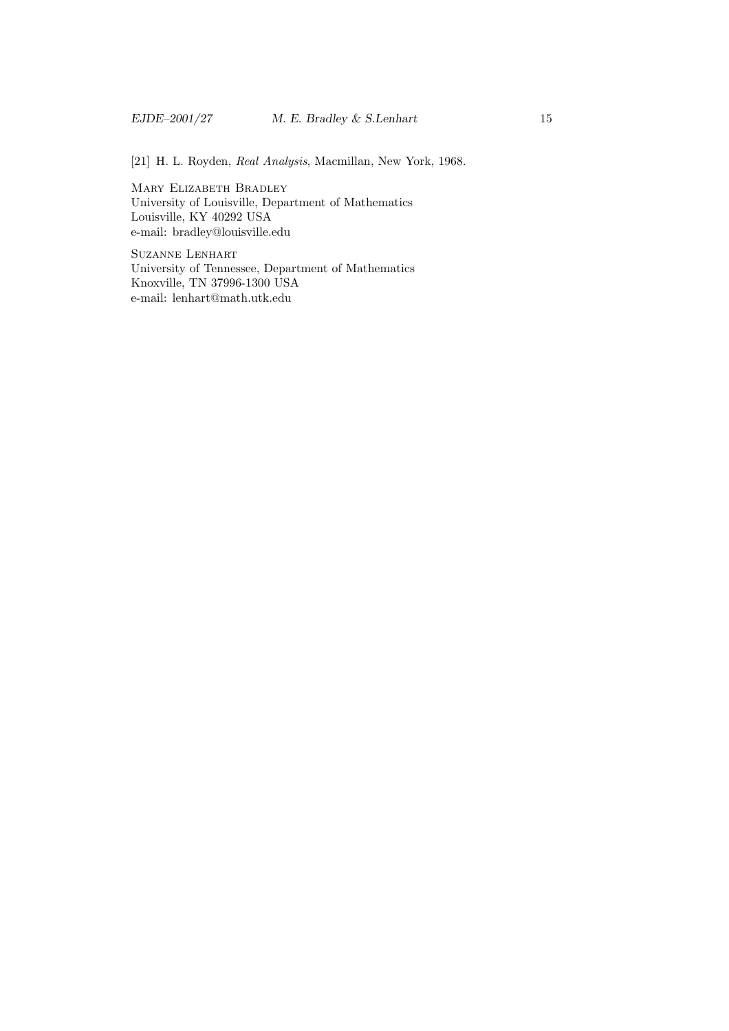[21] H. L. Royden, *Real Analysis*, Macmillan, New York, 1968.

Mary Elizabeth Bradley
University of Louisville, Department of Mathematics
Louisville, KY 40292 USA
e-mail: bradley@louisville.edu

Suzanne Lenhart
University of Tennessee, Department of Mathematics
Knoxville, TN 37996-1300 USA
e-mail: lenhart@math.utk.edu